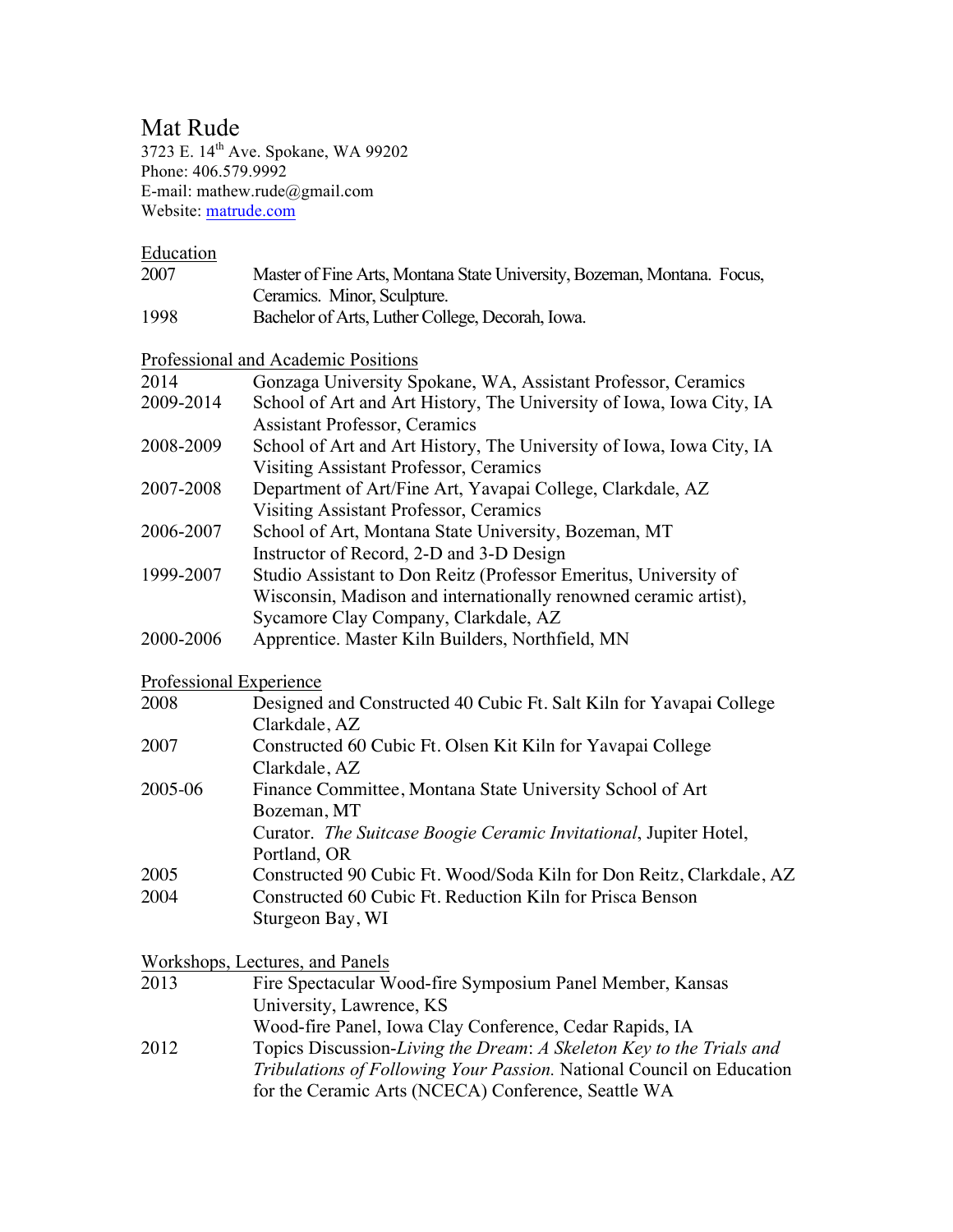# Mat Rude

3723 E. 14th Ave. Spokane, WA 99202
Phone: 406.579.9992
E-mail: mathew.rude@gmail.com
Website: matrude.com

## Education

| | |
|---|---|
| 2007 | Master of Fine Arts, Montana State University, Bozeman, Montana. Focus, Ceramics. Minor, Sculpture. |
| 1998 | Bachelor of Arts, Luther College, Decorah, Iowa. |

## Professional and Academic Positions

| | |
|---|---|
| 2014 | Gonzaga University Spokane, WA, Assistant Professor, Ceramics |
| 2009-2014 | School of Art and Art History, The University of Iowa, Iowa City, IA Assistant Professor, Ceramics |
| 2008-2009 | School of Art and Art History, The University of Iowa, Iowa City, IA Visiting Assistant Professor, Ceramics |
| 2007-2008 | Department of Art/Fine Art, Yavapai College, Clarkdale, AZ Visiting Assistant Professor, Ceramics |
| 2006-2007 | School of Art, Montana State University, Bozeman, MT Instructor of Record, 2-D and 3-D Design |
| 1999-2007 | Studio Assistant to Don Reitz (Professor Emeritus, University of Wisconsin, Madison and internationally renowned ceramic artist), Sycamore Clay Company, Clarkdale, AZ |
| 2000-2006 | Apprentice. Master Kiln Builders, Northfield, MN |

## Professional Experience

| | |
|---|---|
| 2008 | Designed and Constructed 40 Cubic Ft. Salt Kiln for Yavapai College Clarkdale, AZ |
| 2007 | Constructed 60 Cubic Ft. Olsen Kit Kiln for Yavapai College Clarkdale, AZ |
| 2005-06 | Finance Committee, Montana State University School of Art Bozeman, MT |
| | Curator. *The Suitcase Boogie Ceramic Invitational*, Jupiter Hotel, Portland, OR |
| 2005 | Constructed 90 Cubic Ft. Wood/Soda Kiln for Don Reitz, Clarkdale, AZ |
| 2004 | Constructed 60 Cubic Ft. Reduction Kiln for Prisca Benson Sturgeon Bay, WI |

## Workshops, Lectures, and Panels

| | |
|---|---|
| 2013 | Fire Spectacular Wood-fire Symposium Panel Member, Kansas University, Lawrence, KS |
| | Wood-fire Panel, Iowa Clay Conference, Cedar Rapids, IA |
| 2012 | Topics Discussion-*Living the Dream*: *A Skeleton Key to the Trials and Tribulations of Following Your Passion.* National Council on Education for the Ceramic Arts (NCECA) Conference, Seattle WA |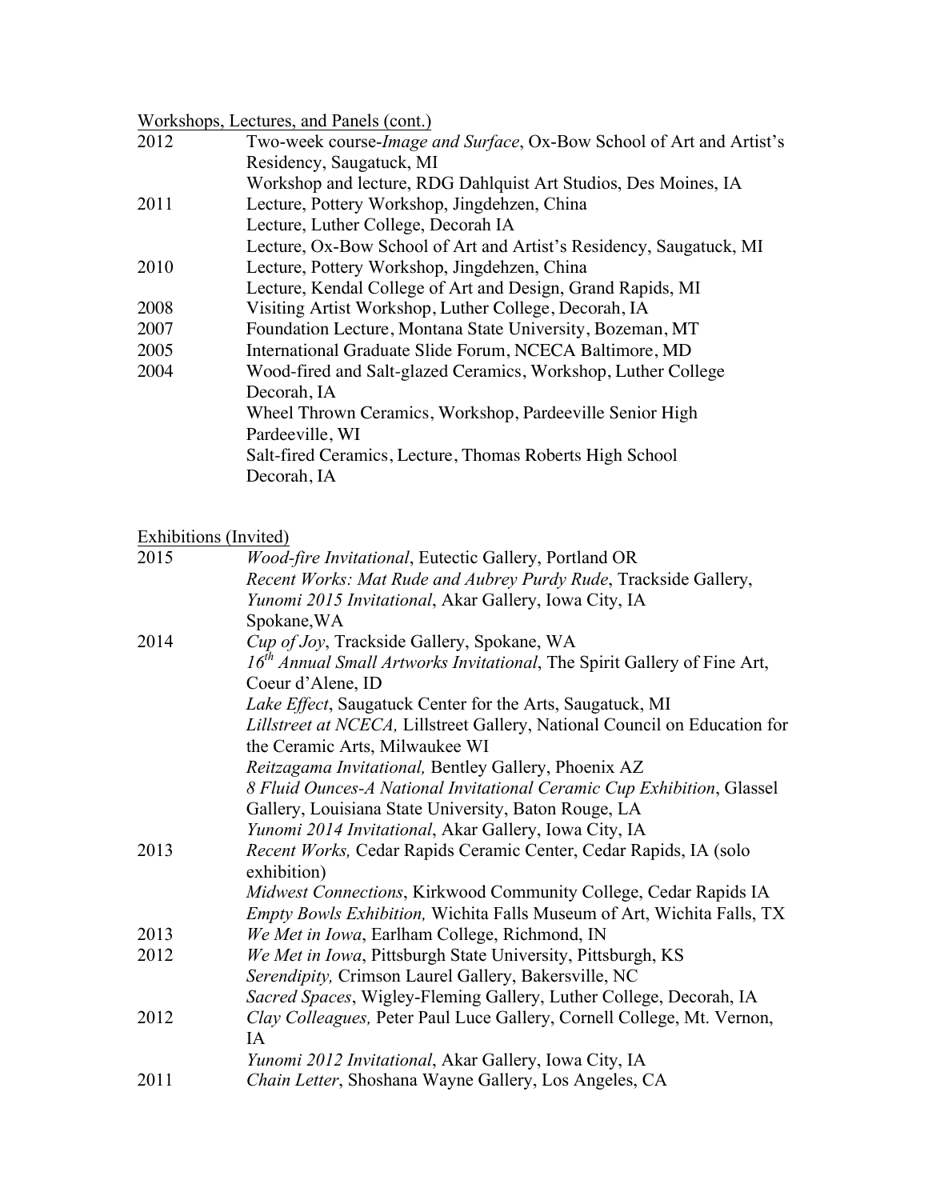Workshops, Lectures, and Panels (cont.)

| | |
|---|---|
| 2012 | Two-week course-*Image and Surface*, Ox-Bow School of Art and Artist's Residency, Saugatuck, MI |
| | Workshop and lecture, RDG Dahlquist Art Studios, Des Moines, IA |
| 2011 | Lecture, Pottery Workshop, Jingdehzen, China |
| | Lecture, Luther College, Decorah IA |
| | Lecture, Ox-Bow School of Art and Artist's Residency, Saugatuck, MI |
| 2010 | Lecture, Pottery Workshop, Jingdehzen, China |
| | Lecture, Kendal College of Art and Design, Grand Rapids, MI |
| 2008 | Visiting Artist Workshop, Luther College, Decorah, IA |
| 2007 | Foundation Lecture, Montana State University, Bozeman, MT |
| 2005 | International Graduate Slide Forum, NCECA Baltimore, MD |
| 2004 | Wood-fired and Salt-glazed Ceramics, Workshop, Luther College Decorah, IA |
| | Wheel Thrown Ceramics, Workshop, Pardeeville Senior High Pardeeville, WI |
| | Salt-fired Ceramics, Lecture, Thomas Roberts High School Decorah, IA |

Exhibitions (Invited)

| | |
|---|---|
| 2015 | *Wood-fire Invitational*, Eutectic Gallery, Portland OR |
| | *Recent Works: Mat Rude and Aubrey Purdy Rude*, Trackside Gallery, |
| | *Yunomi 2015 Invitational*, Akar Gallery, Iowa City, IA |
| | Spokane,WA |
| 2014 | *Cup of Joy*, Trackside Gallery, Spokane, WA |
| | *16th Annual Small Artworks Invitational*, The Spirit Gallery of Fine Art, Coeur d'Alene, ID |
| | *Lake Effect*, Saugatuck Center for the Arts, Saugatuck, MI |
| | *Lillstreet at NCECA,* Lillstreet Gallery, National Council on Education for the Ceramic Arts, Milwaukee WI |
| | *Reitzagama Invitational,* Bentley Gallery, Phoenix AZ |
| | *8 Fluid Ounces-A National Invitational Ceramic Cup Exhibition*, Glassel Gallery, Louisiana State University, Baton Rouge, LA |
| | *Yunomi 2014 Invitational*, Akar Gallery, Iowa City, IA |
| 2013 | *Recent Works,* Cedar Rapids Ceramic Center, Cedar Rapids, IA (solo exhibition) |
| | *Midwest Connections*, Kirkwood Community College, Cedar Rapids IA |
| | *Empty Bowls Exhibition,* Wichita Falls Museum of Art, Wichita Falls, TX |
| 2013 | *We Met in Iowa*, Earlham College, Richmond, IN |
| 2012 | *We Met in Iowa*, Pittsburgh State University, Pittsburgh, KS |
| | *Serendipity,* Crimson Laurel Gallery, Bakersville, NC |
| | *Sacred Spaces*, Wigley-Fleming Gallery, Luther College, Decorah, IA |
| 2012 | *Clay Colleagues,* Peter Paul Luce Gallery, Cornell College, Mt. Vernon, IA |
| | *Yunomi 2012 Invitational*, Akar Gallery, Iowa City, IA |
| 2011 | *Chain Letter*, Shoshana Wayne Gallery, Los Angeles, CA |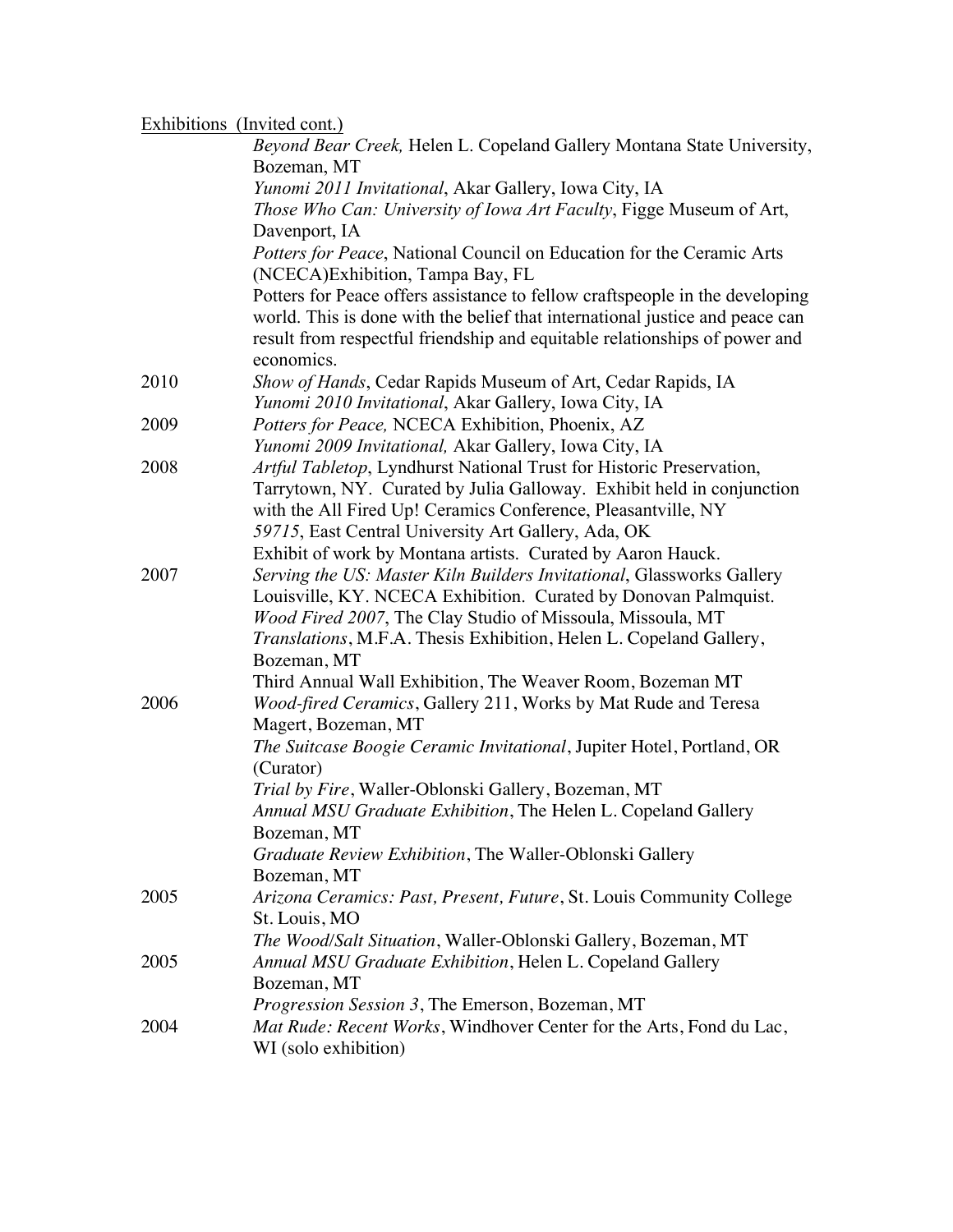Exhibitions (Invited cont.)

| | |
|---|---|
| | *Beyond Bear Creek,* Helen L. Copeland Gallery Montana State University, Bozeman, MT |
| | *Yunomi 2011 Invitational*, Akar Gallery, Iowa City, IA |
| | *Those Who Can: University of Iowa Art Faculty*, Figge Museum of Art, Davenport, IA |
| | *Potters for Peace*, National Council on Education for the Ceramic Arts (NCECA)Exhibition, Tampa Bay, FL<br>Potters for Peace offers assistance to fellow craftspeople in the developing world. This is done with the belief that international justice and peace can result from respectful friendship and equitable relationships of power and economics. |
| 2010 | *Show of Hands*, Cedar Rapids Museum of Art, Cedar Rapids, IA |
| | *Yunomi 2010 Invitational*, Akar Gallery, Iowa City, IA |
| 2009 | *Potters for Peace,* NCECA Exhibition, Phoenix, AZ |
| | *Yunomi 2009 Invitational,* Akar Gallery, Iowa City, IA |
| 2008 | *Artful Tabletop*, Lyndhurst National Trust for Historic Preservation, Tarrytown, NY. Curated by Julia Galloway. Exhibit held in conjunction with the All Fired Up! Ceramics Conference, Pleasantville, NY |
| | *59715*, East Central University Art Gallery, Ada, OK<br>Exhibit of work by Montana artists. Curated by Aaron Hauck. |
| 2007 | *Serving the US: Master Kiln Builders Invitational*, Glassworks Gallery Louisville, KY. NCECA Exhibition. Curated by Donovan Palmquist. |
| | *Wood Fired 2007*, The Clay Studio of Missoula, Missoula, MT |
| | *Translations*, M.F.A. Thesis Exhibition, Helen L. Copeland Gallery, Bozeman, MT |
| | Third Annual Wall Exhibition, The Weaver Room, Bozeman MT |
| 2006 | *Wood-fired Ceramics*, Gallery 211, Works by Mat Rude and Teresa Magert, Bozeman, MT |
| | *The Suitcase Boogie Ceramic Invitational*, Jupiter Hotel, Portland, OR (Curator) |
| | *Trial by Fire*, Waller-Oblonski Gallery, Bozeman, MT |
| | *Annual MSU Graduate Exhibition*, The Helen L. Copeland Gallery Bozeman, MT |
| | *Graduate Review Exhibition*, The Waller-Oblonski Gallery Bozeman, MT |
| 2005 | *Arizona Ceramics: Past, Present, Future*, St. Louis Community College St. Louis, MO |
| | *The Wood/Salt Situation*, Waller-Oblonski Gallery, Bozeman, MT |
| 2005 | *Annual MSU Graduate Exhibition*, Helen L. Copeland Gallery Bozeman, MT |
| | *Progression Session 3*, The Emerson, Bozeman, MT |
| 2004 | *Mat Rude: Recent Works*, Windhover Center for the Arts, Fond du Lac, WI (solo exhibition) |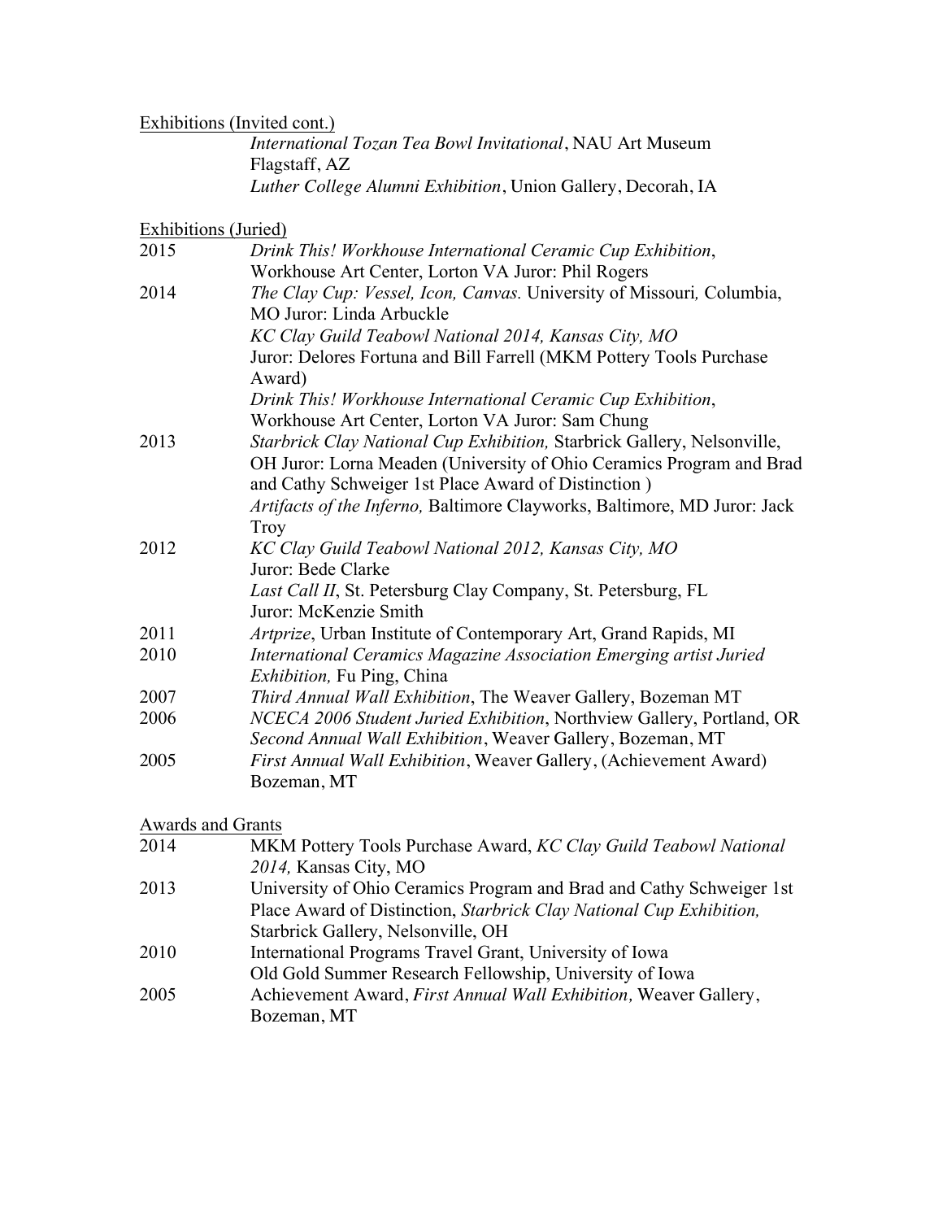Exhibitions (Invited cont.)

*International Tozan Tea Bowl Invitational*, NAU Art Museum Flagstaff, AZ
*Luther College Alumni Exhibition*, Union Gallery, Decorah, IA

Exhibitions (Juried)

| | |
|---|---|
| 2015 | *Drink This! Workhouse International Ceramic Cup Exhibition*, Workhouse Art Center, Lorton VA Juror: Phil Rogers |
| 2014 | *The Clay Cup: Vessel, Icon, Canvas.* University of Missouri*,* Columbia, MO Juror: Linda Arbuckle |
| | *KC Clay Guild Teabowl National 2014, Kansas City, MO* Juror: Delores Fortuna and Bill Farrell (MKM Pottery Tools Purchase Award) |
| | *Drink This! Workhouse International Ceramic Cup Exhibition*, Workhouse Art Center, Lorton VA Juror: Sam Chung |
| 2013 | *Starbrick Clay National Cup Exhibition,* Starbrick Gallery, Nelsonville, OH Juror: Lorna Meaden (University of Ohio Ceramics Program and Brad and Cathy Schweiger 1st Place Award of Distinction ) |
| | *Artifacts of the Inferno,* Baltimore Clayworks, Baltimore, MD Juror: Jack Troy |
| 2012 | *KC Clay Guild Teabowl National 2012, Kansas City, MO* Juror: Bede Clarke |
| | *Last Call II*, St. Petersburg Clay Company, St. Petersburg, FL Juror: McKenzie Smith |
| 2011 | *Artprize*, Urban Institute of Contemporary Art, Grand Rapids, MI |
| 2010 | *International Ceramics Magazine Association Emerging artist Juried Exhibition,* Fu Ping, China |
| 2007 | *Third Annual Wall Exhibition*, The Weaver Gallery, Bozeman MT |
| 2006 | *NCECA 2006 Student Juried Exhibition*, Northview Gallery, Portland, OR |
| | *Second Annual Wall Exhibition*, Weaver Gallery, Bozeman, MT |
| 2005 | *First Annual Wall Exhibition*, Weaver Gallery, (Achievement Award) Bozeman, MT |

Awards and Grants

| | |
|---|---|
| 2014 | MKM Pottery Tools Purchase Award, *KC Clay Guild Teabowl National 2014,* Kansas City, MO |
| 2013 | University of Ohio Ceramics Program and Brad and Cathy Schweiger 1st Place Award of Distinction, *Starbrick Clay National Cup Exhibition,* Starbrick Gallery, Nelsonville, OH |
| 2010 | International Programs Travel Grant, University of Iowa |
| | Old Gold Summer Research Fellowship, University of Iowa |
| 2005 | Achievement Award, *First Annual Wall Exhibition,* Weaver Gallery, Bozeman, MT |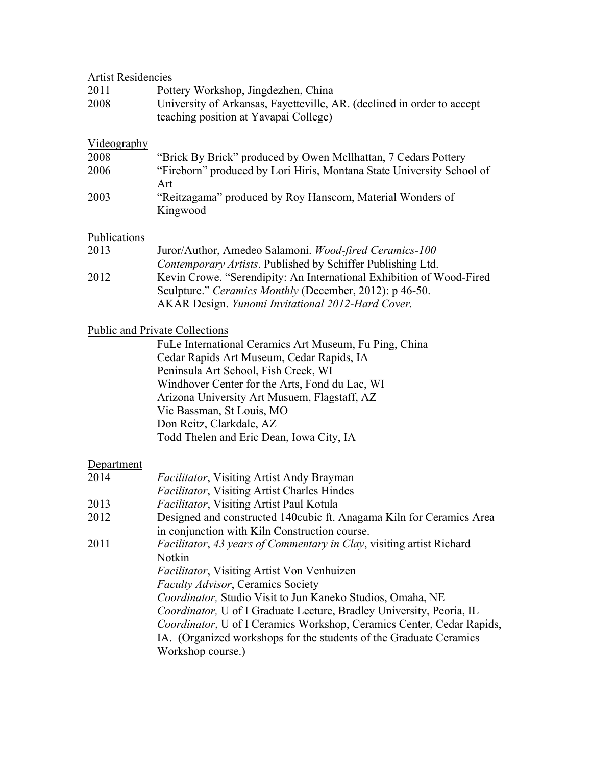## Artist Residencies

| | |
|---|---|
| 2011 | Pottery Workshop, Jingdezhen, China |
| 2008 | University of Arkansas, Fayetteville, AR. (declined in order to accept teaching position at Yavapai College) |

## Videography

| | |
|---|---|
| 2008 | "Brick By Brick" produced by Owen Mcllhattan, 7 Cedars Pottery |
| 2006 | "Fireborn" produced by Lori Hiris, Montana State University School of Art |
| 2003 | "Reitzagama" produced by Roy Hanscom, Material Wonders of Kingwood |

## Publications

| | |
|---|---|
| 2013 | Juror/Author, Amedeo Salamoni. *Wood-fired Ceramics-100 Contemporary Artists*. Published by Schiffer Publishing Ltd. |
| 2012 | Kevin Crowe. "Serendipity: An International Exhibition of Wood-Fired Sculpture." *Ceramics Monthly* (December, 2012): p 46-50. |
| | AKAR Design. *Yunomi Invitational 2012-Hard Cover.* |

## Public and Private Collections

FuLe International Ceramics Art Museum, Fu Ping, China
Cedar Rapids Art Museum, Cedar Rapids, IA
Peninsula Art School, Fish Creek, WI
Windhover Center for the Arts, Fond du Lac, WI
Arizona University Art Musuem, Flagstaff, AZ
Vic Bassman, St Louis, MO
Don Reitz, Clarkdale, AZ
Todd Thelen and Eric Dean, Iowa City, IA

## Department

| | |
|---|---|
| 2014 | *Facilitator*, Visiting Artist Andy Brayman |
| | *Facilitator*, Visiting Artist Charles Hindes |
| 2013 | *Facilitator*, Visiting Artist Paul Kotula |
| 2012 | Designed and constructed 140cubic ft. Anagama Kiln for Ceramics Area in conjunction with Kiln Construction course. |
| 2011 | *Facilitator*, *43 years of Commentary in Clay*, visiting artist Richard Notkin |
| | *Facilitator*, Visiting Artist Von Venhuizen |
| | *Faculty Advisor*, Ceramics Society |
| | *Coordinator,* Studio Visit to Jun Kaneko Studios, Omaha, NE |
| | *Coordinator,* U of I Graduate Lecture, Bradley University, Peoria, IL |
| | *Coordinator*, U of I Ceramics Workshop, Ceramics Center, Cedar Rapids, IA. (Organized workshops for the students of the Graduate Ceramics Workshop course.) |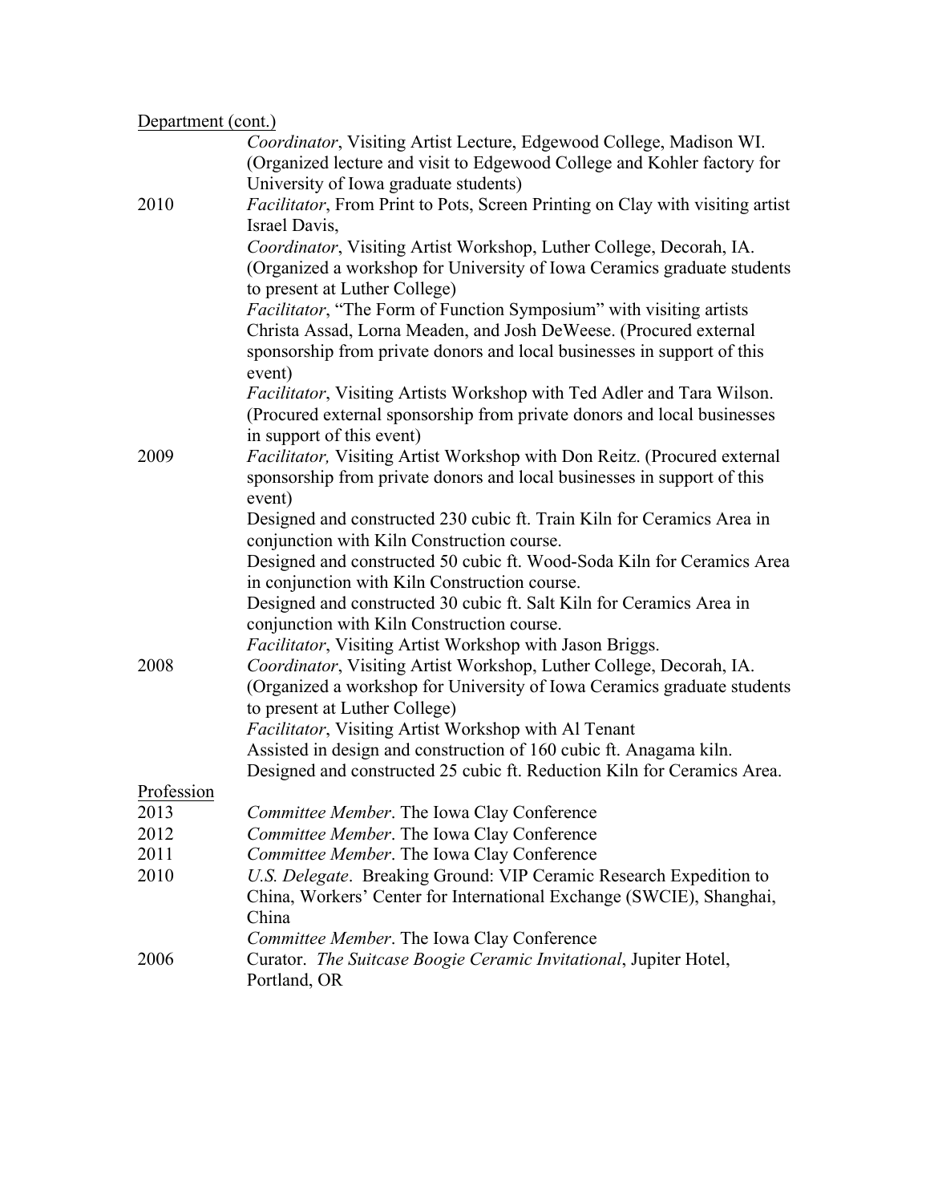Department (cont.)

| | |
|---|---|
| | *Coordinator*, Visiting Artist Lecture, Edgewood College, Madison WI. (Organized lecture and visit to Edgewood College and Kohler factory for University of Iowa graduate students) |
| 2010 | *Facilitator*, From Print to Pots, Screen Printing on Clay with visiting artist Israel Davis, |
| | *Coordinator*, Visiting Artist Workshop, Luther College, Decorah, IA. (Organized a workshop for University of Iowa Ceramics graduate students to present at Luther College) |
| | *Facilitator*, "The Form of Function Symposium" with visiting artists Christa Assad, Lorna Meaden, and Josh DeWeese. (Procured external sponsorship from private donors and local businesses in support of this event) |
| | *Facilitator*, Visiting Artists Workshop with Ted Adler and Tara Wilson. (Procured external sponsorship from private donors and local businesses in support of this event) |
| 2009 | *Facilitator,* Visiting Artist Workshop with Don Reitz. (Procured external sponsorship from private donors and local businesses in support of this event) |
| | Designed and constructed 230 cubic ft. Train Kiln for Ceramics Area in conjunction with Kiln Construction course. |
| | Designed and constructed 50 cubic ft. Wood-Soda Kiln for Ceramics Area in conjunction with Kiln Construction course. |
| | Designed and constructed 30 cubic ft. Salt Kiln for Ceramics Area in conjunction with Kiln Construction course. |
| | *Facilitator*, Visiting Artist Workshop with Jason Briggs. |
| 2008 | *Coordinator*, Visiting Artist Workshop, Luther College, Decorah, IA. (Organized a workshop for University of Iowa Ceramics graduate students to present at Luther College) |
| | *Facilitator*, Visiting Artist Workshop with Al Tenant |
| | Assisted in design and construction of 160 cubic ft. Anagama kiln. |
| | Designed and constructed 25 cubic ft. Reduction Kiln for Ceramics Area. |

Profession

| | |
|---|---|
| 2013 | *Committee Member*. The Iowa Clay Conference |
| 2012 | *Committee Member*. The Iowa Clay Conference |
| 2011 | *Committee Member*. The Iowa Clay Conference |
| 2010 | *U.S. Delegate*. Breaking Ground: VIP Ceramic Research Expedition to China, Workers' Center for International Exchange (SWCIE), Shanghai, China |
| | *Committee Member*. The Iowa Clay Conference |
| 2006 | Curator. *The Suitcase Boogie Ceramic Invitational*, Jupiter Hotel, Portland, OR |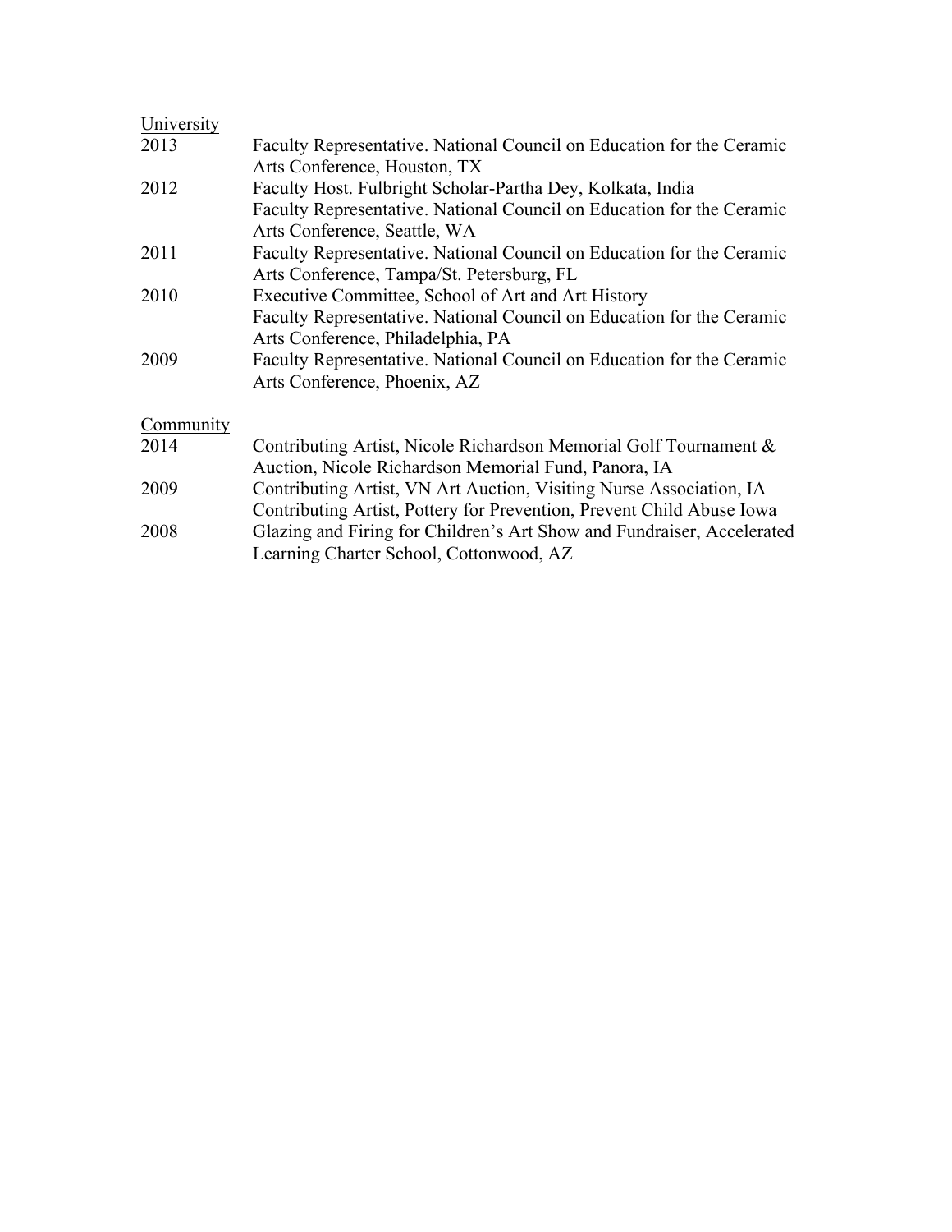University

| | |
|---|---|
| 2013 | Faculty Representative. National Council on Education for the Ceramic Arts Conference, Houston, TX |
| 2012 | Faculty Host. Fulbright Scholar-Partha Dey, Kolkata, India |
| | Faculty Representative. National Council on Education for the Ceramic Arts Conference, Seattle, WA |
| 2011 | Faculty Representative. National Council on Education for the Ceramic Arts Conference, Tampa/St. Petersburg, FL |
| 2010 | Executive Committee, School of Art and Art History |
| | Faculty Representative. National Council on Education for the Ceramic Arts Conference, Philadelphia, PA |
| 2009 | Faculty Representative. National Council on Education for the Ceramic Arts Conference, Phoenix, AZ |

Community

| | |
|---|---|
| 2014 | Contributing Artist, Nicole Richardson Memorial Golf Tournament & Auction, Nicole Richardson Memorial Fund, Panora, IA |
| 2009 | Contributing Artist, VN Art Auction, Visiting Nurse Association, IA |
| | Contributing Artist, Pottery for Prevention, Prevent Child Abuse Iowa |
| 2008 | Glazing and Firing for Children's Art Show and Fundraiser, Accelerated Learning Charter School, Cottonwood, AZ |